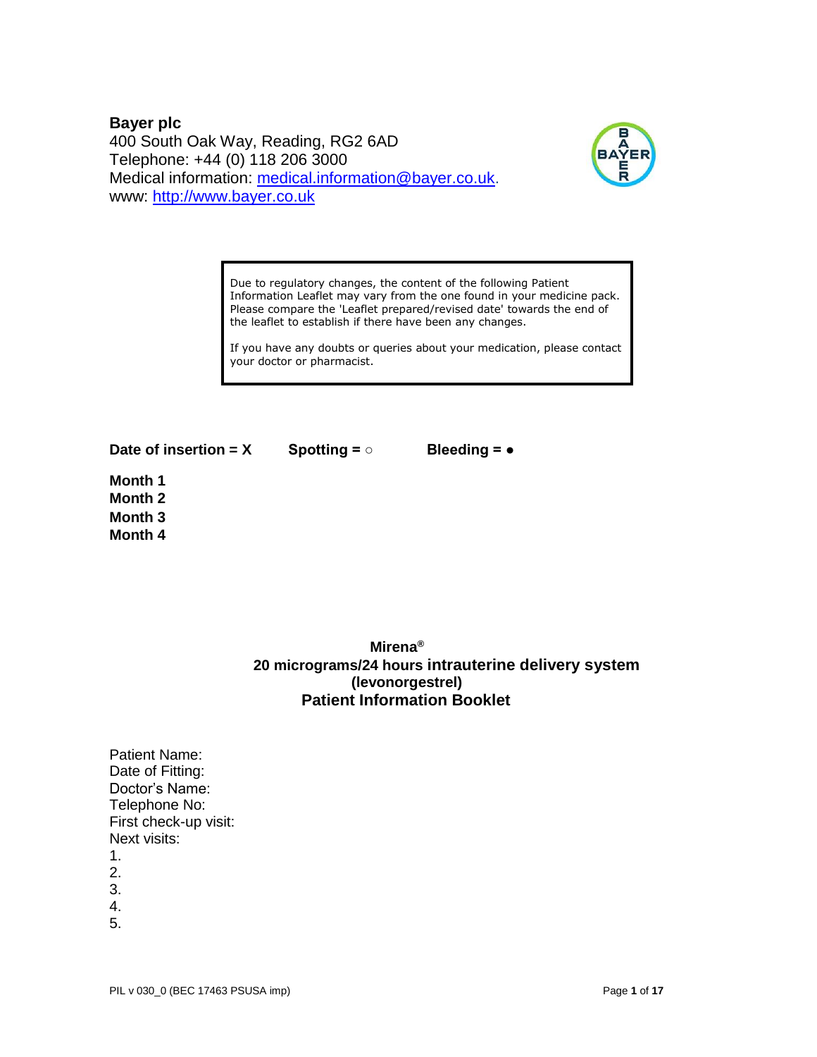**Bayer plc**
400 South Oak Way, Reading, RG2 6AD
Telephone: +44 (0) 118 206 3000
Medical information: medical.information@bayer.co.uk.
www: http://www.bayer.co.uk

> Due to regulatory changes, the content of the following Patient Information Leaflet may vary from the one found in your medicine pack. Please compare the 'Leaflet prepared/revised date' towards the end of the leaflet to establish if there have been any changes.
>
> If you have any doubts or queries about your medication, please contact your doctor or pharmacist.

**Date of insertion = X** **Spotting = ○** **Bleeding = ●**

**Month 1**
**Month 2**
**Month 3**
**Month 4**

# Mirena®
## 20 micrograms/24 hours intrauterine delivery system
## (levonorgestrel)
## Patient Information Booklet

Patient Name:
Date of Fitting:
Doctor's Name:
Telephone No:
First check-up visit:
Next visits:
1.
2.
3.
4.
5.

PIL v 030_0 (BEC 17463 PSUSA imp)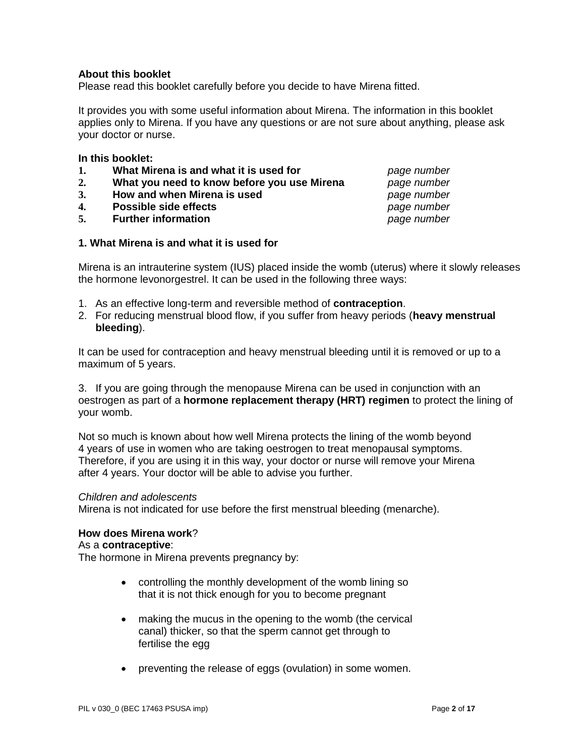**About this booklet**
Please read this booklet carefully before you decide to have Mirena fitted.

It provides you with some useful information about Mirena. The information in this booklet applies only to Mirena. If you have any questions or are not sure about anything, please ask your doctor or nurse.

**In this booklet:**

| | | |
|---|---|---|
| **1.** | **What Mirena is and what it is used for** | *page number* |
| **2.** | **What you need to know before you use Mirena** | *page number* |
| **3.** | **How and when Mirena is used** | *page number* |
| **4.** | **Possible side effects** | *page number* |
| **5.** | **Further information** | *page number* |

**1. What Mirena is and what it is used for**

Mirena is an intrauterine system (IUS) placed inside the womb (uterus) where it slowly releases the hormone levonorgestrel. It can be used in the following three ways:

1. As an effective long-term and reversible method of **contraception**.
2. For reducing menstrual blood flow, if you suffer from heavy periods (**heavy menstrual bleeding**).

It can be used for contraception and heavy menstrual bleeding until it is removed or up to a maximum of 5 years.

3. If you are going through the menopause Mirena can be used in conjunction with an oestrogen as part of a **hormone replacement therapy (HRT) regimen** to protect the lining of your womb.

Not so much is known about how well Mirena protects the lining of the womb beyond 4 years of use in women who are taking oestrogen to treat menopausal symptoms. Therefore, if you are using it in this way, your doctor or nurse will remove your Mirena after 4 years. Your doctor will be able to advise you further.

*Children and adolescents*
Mirena is not indicated for use before the first menstrual bleeding (menarche).

**How does Mirena work**?
As a **contraceptive**:
The hormone in Mirena prevents pregnancy by:

- controlling the monthly development of the womb lining so that it is not thick enough for you to become pregnant
- making the mucus in the opening to the womb (the cervical canal) thicker, so that the sperm cannot get through to fertilise the egg
- preventing the release of eggs (ovulation) in some women.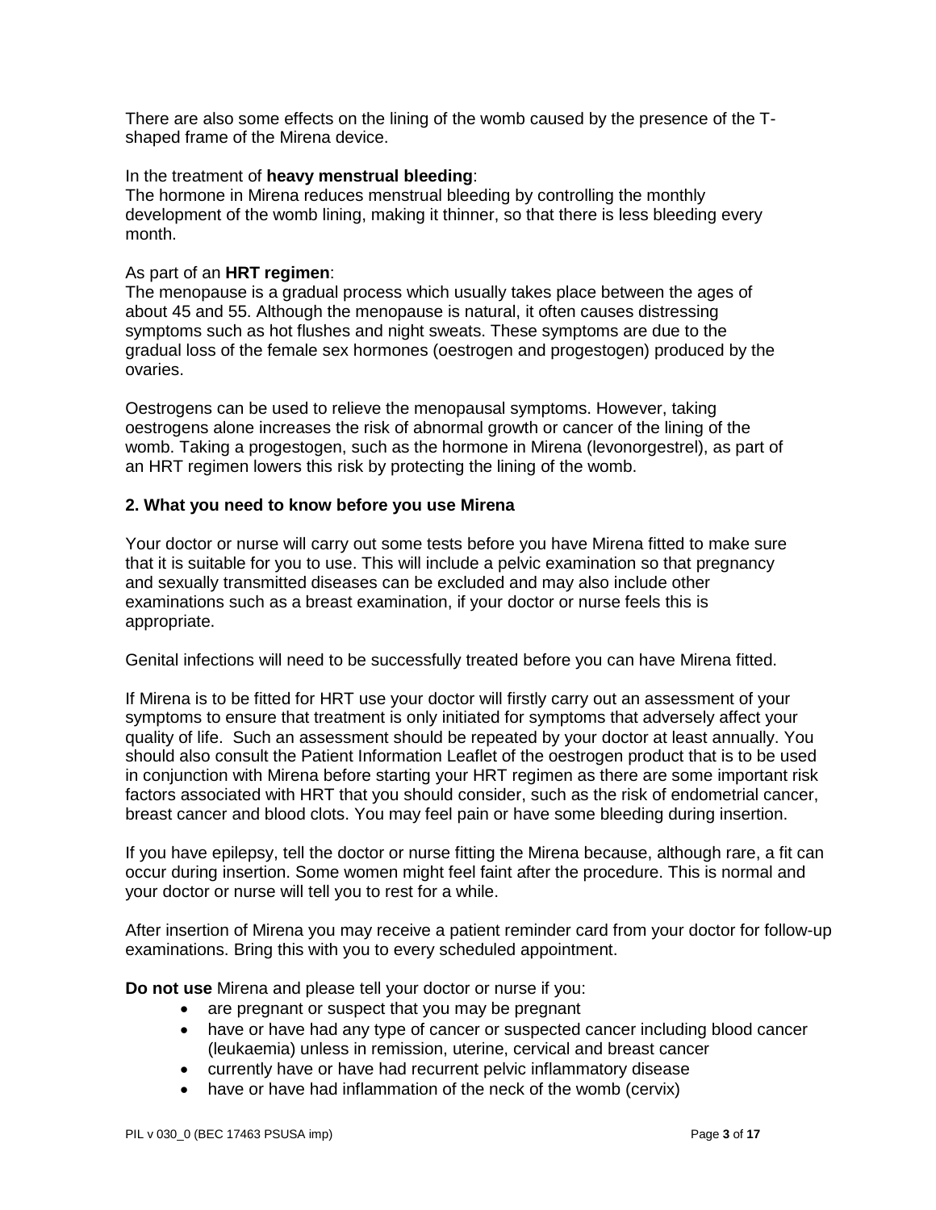There are also some effects on the lining of the womb caused by the presence of the T-shaped frame of the Mirena device.

In the treatment of **heavy menstrual bleeding**:
The hormone in Mirena reduces menstrual bleeding by controlling the monthly development of the womb lining, making it thinner, so that there is less bleeding every month.

As part of an **HRT regimen**:
The menopause is a gradual process which usually takes place between the ages of about 45 and 55. Although the menopause is natural, it often causes distressing symptoms such as hot flushes and night sweats. These symptoms are due to the gradual loss of the female sex hormones (oestrogen and progestogen) produced by the ovaries.

Oestrogens can be used to relieve the menopausal symptoms. However, taking oestrogens alone increases the risk of abnormal growth or cancer of the lining of the womb. Taking a progestogen, such as the hormone in Mirena (levonorgestrel), as part of an HRT regimen lowers this risk by protecting the lining of the womb.

## 2. What you need to know before you use Mirena

Your doctor or nurse will carry out some tests before you have Mirena fitted to make sure that it is suitable for you to use. This will include a pelvic examination so that pregnancy and sexually transmitted diseases can be excluded and may also include other examinations such as a breast examination, if your doctor or nurse feels this is appropriate.

Genital infections will need to be successfully treated before you can have Mirena fitted.

If Mirena is to be fitted for HRT use your doctor will firstly carry out an assessment of your symptoms to ensure that treatment is only initiated for symptoms that adversely affect your quality of life. Such an assessment should be repeated by your doctor at least annually. You should also consult the Patient Information Leaflet of the oestrogen product that is to be used in conjunction with Mirena before starting your HRT regimen as there are some important risk factors associated with HRT that you should consider, such as the risk of endometrial cancer, breast cancer and blood clots. You may feel pain or have some bleeding during insertion.

If you have epilepsy, tell the doctor or nurse fitting the Mirena because, although rare, a fit can occur during insertion. Some women might feel faint after the procedure. This is normal and your doctor or nurse will tell you to rest for a while.

After insertion of Mirena you may receive a patient reminder card from your doctor for follow-up examinations. Bring this with you to every scheduled appointment.

**Do not use** Mirena and please tell your doctor or nurse if you:

- are pregnant or suspect that you may be pregnant
- have or have had any type of cancer or suspected cancer including blood cancer (leukaemia) unless in remission, uterine, cervical and breast cancer
- currently have or have had recurrent pelvic inflammatory disease
- have or have had inflammation of the neck of the womb (cervix)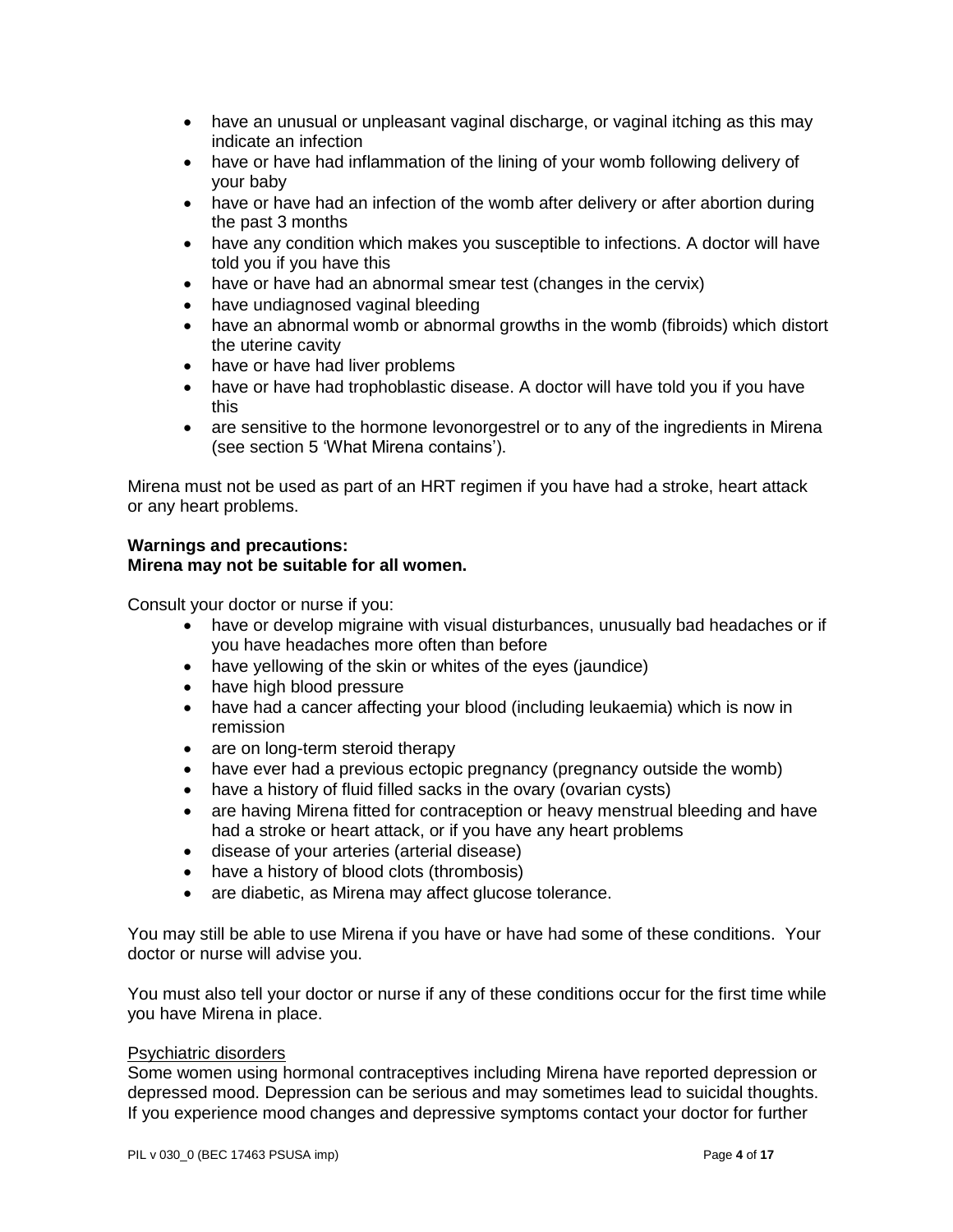- have an unusual or unpleasant vaginal discharge, or vaginal itching as this may indicate an infection
- have or have had inflammation of the lining of your womb following delivery of your baby
- have or have had an infection of the womb after delivery or after abortion during the past 3 months
- have any condition which makes you susceptible to infections. A doctor will have told you if you have this
- have or have had an abnormal smear test (changes in the cervix)
- have undiagnosed vaginal bleeding
- have an abnormal womb or abnormal growths in the womb (fibroids) which distort the uterine cavity
- have or have had liver problems
- have or have had trophoblastic disease. A doctor will have told you if you have this
- are sensitive to the hormone levonorgestrel or to any of the ingredients in Mirena (see section 5 'What Mirena contains').

Mirena must not be used as part of an HRT regimen if you have had a stroke, heart attack or any heart problems.

**Warnings and precautions:**
**Mirena may not be suitable for all women.**

Consult your doctor or nurse if you:

- have or develop migraine with visual disturbances, unusually bad headaches or if you have headaches more often than before
- have yellowing of the skin or whites of the eyes (jaundice)
- have high blood pressure
- have had a cancer affecting your blood (including leukaemia) which is now in remission
- are on long-term steroid therapy
- have ever had a previous ectopic pregnancy (pregnancy outside the womb)
- have a history of fluid filled sacks in the ovary (ovarian cysts)
- are having Mirena fitted for contraception or heavy menstrual bleeding and have had a stroke or heart attack, or if you have any heart problems
- disease of your arteries (arterial disease)
- have a history of blood clots (thrombosis)
- are diabetic, as Mirena may affect glucose tolerance.

You may still be able to use Mirena if you have or have had some of these conditions. Your doctor or nurse will advise you.

You must also tell your doctor or nurse if any of these conditions occur for the first time while you have Mirena in place.

Psychiatric disorders

Some women using hormonal contraceptives including Mirena have reported depression or depressed mood. Depression can be serious and may sometimes lead to suicidal thoughts. If you experience mood changes and depressive symptoms contact your doctor for further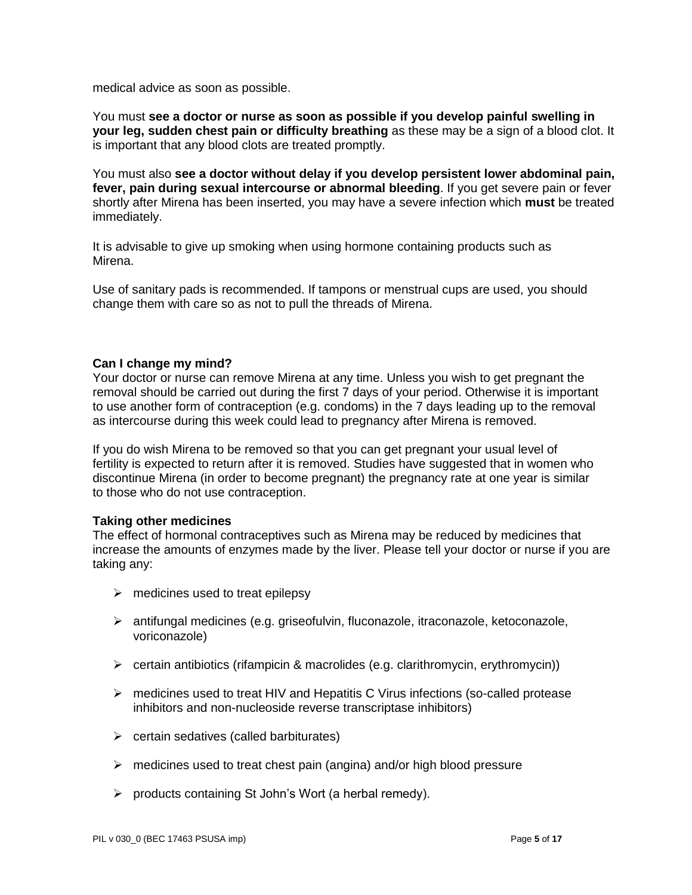medical advice as soon as possible.

You must **see a doctor or nurse as soon as possible if you develop painful swelling in your leg, sudden chest pain or difficulty breathing** as these may be a sign of a blood clot. It is important that any blood clots are treated promptly.

You must also **see a doctor without delay if you develop persistent lower abdominal pain, fever, pain during sexual intercourse or abnormal bleeding**. If you get severe pain or fever shortly after Mirena has been inserted, you may have a severe infection which **must** be treated immediately.

It is advisable to give up smoking when using hormone containing products such as Mirena.

Use of sanitary pads is recommended. If tampons or menstrual cups are used, you should change them with care so as not to pull the threads of Mirena.

**Can I change my mind?**

Your doctor or nurse can remove Mirena at any time. Unless you wish to get pregnant the removal should be carried out during the first 7 days of your period. Otherwise it is important to use another form of contraception (e.g. condoms) in the 7 days leading up to the removal as intercourse during this week could lead to pregnancy after Mirena is removed.

If you do wish Mirena to be removed so that you can get pregnant your usual level of fertility is expected to return after it is removed. Studies have suggested that in women who discontinue Mirena (in order to become pregnant) the pregnancy rate at one year is similar to those who do not use contraception.

**Taking other medicines**

The effect of hormonal contraceptives such as Mirena may be reduced by medicines that increase the amounts of enzymes made by the liver. Please tell your doctor or nurse if you are taking any:

- medicines used to treat epilepsy
- antifungal medicines (e.g. griseofulvin, fluconazole, itraconazole, ketoconazole, voriconazole)
- certain antibiotics (rifampicin & macrolides (e.g. clarithromycin, erythromycin))
- medicines used to treat HIV and Hepatitis C Virus infections (so-called protease inhibitors and non-nucleoside reverse transcriptase inhibitors)
- certain sedatives (called barbiturates)
- medicines used to treat chest pain (angina) and/or high blood pressure
- products containing St John's Wort (a herbal remedy).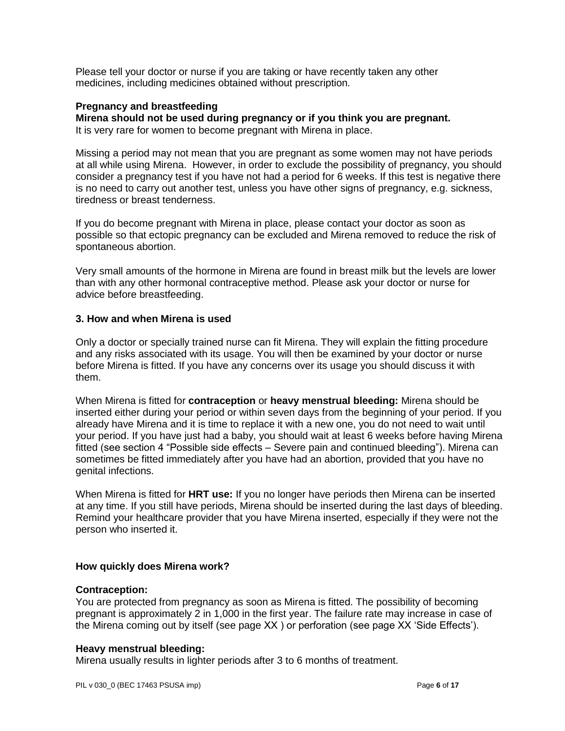Please tell your doctor or nurse if you are taking or have recently taken any other medicines, including medicines obtained without prescription.

**Pregnancy and breastfeeding**

**Mirena should not be used during pregnancy or if you think you are pregnant.**

It is very rare for women to become pregnant with Mirena in place.

Missing a period may not mean that you are pregnant as some women may not have periods at all while using Mirena. However, in order to exclude the possibility of pregnancy, you should consider a pregnancy test if you have not had a period for 6 weeks. If this test is negative there is no need to carry out another test, unless you have other signs of pregnancy, e.g. sickness, tiredness or breast tenderness.

If you do become pregnant with Mirena in place, please contact your doctor as soon as possible so that ectopic pregnancy can be excluded and Mirena removed to reduce the risk of spontaneous abortion.

Very small amounts of the hormone in Mirena are found in breast milk but the levels are lower than with any other hormonal contraceptive method. Please ask your doctor or nurse for advice before breastfeeding.

## 3. How and when Mirena is used

Only a doctor or specially trained nurse can fit Mirena. They will explain the fitting procedure and any risks associated with its usage. You will then be examined by your doctor or nurse before Mirena is fitted. If you have any concerns over its usage you should discuss it with them.

When Mirena is fitted for **contraception** or **heavy menstrual bleeding:** Mirena should be inserted either during your period or within seven days from the beginning of your period. If you already have Mirena and it is time to replace it with a new one, you do not need to wait until your period. If you have just had a baby, you should wait at least 6 weeks before having Mirena fitted (see section 4 “Possible side effects – Severe pain and continued bleeding”). Mirena can sometimes be fitted immediately after you have had an abortion, provided that you have no genital infections.

When Mirena is fitted for **HRT use:** If you no longer have periods then Mirena can be inserted at any time. If you still have periods, Mirena should be inserted during the last days of bleeding. Remind your healthcare provider that you have Mirena inserted, especially if they were not the person who inserted it.

### How quickly does Mirena work?

**Contraception:**

You are protected from pregnancy as soon as Mirena is fitted. The possibility of becoming pregnant is approximately 2 in 1,000 in the first year. The failure rate may increase in case of the Mirena coming out by itself (see page XX ) or perforation (see page XX ‘Side Effects’).

**Heavy menstrual bleeding:**

Mirena usually results in lighter periods after 3 to 6 months of treatment.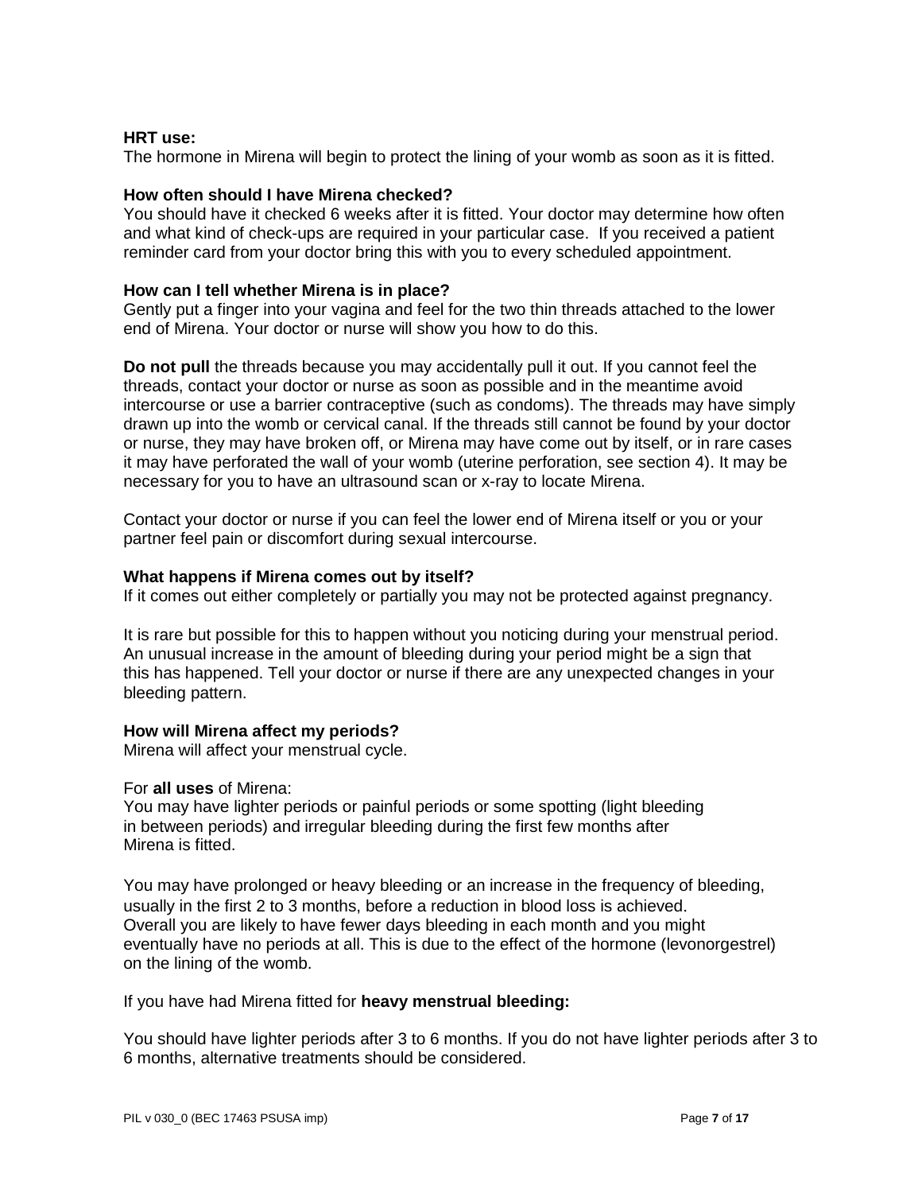**HRT use:**
The hormone in Mirena will begin to protect the lining of your womb as soon as it is fitted.

**How often should I have Mirena checked?**
You should have it checked 6 weeks after it is fitted. Your doctor may determine how often and what kind of check-ups are required in your particular case. If you received a patient reminder card from your doctor bring this with you to every scheduled appointment.

**How can I tell whether Mirena is in place?**
Gently put a finger into your vagina and feel for the two thin threads attached to the lower end of Mirena. Your doctor or nurse will show you how to do this.

**Do not pull** the threads because you may accidentally pull it out. If you cannot feel the threads, contact your doctor or nurse as soon as possible and in the meantime avoid intercourse or use a barrier contraceptive (such as condoms). The threads may have simply drawn up into the womb or cervical canal. If the threads still cannot be found by your doctor or nurse, they may have broken off, or Mirena may have come out by itself, or in rare cases it may have perforated the wall of your womb (uterine perforation, see section 4). It may be necessary for you to have an ultrasound scan or x-ray to locate Mirena.

Contact your doctor or nurse if you can feel the lower end of Mirena itself or you or your partner feel pain or discomfort during sexual intercourse.

**What happens if Mirena comes out by itself?**
If it comes out either completely or partially you may not be protected against pregnancy.

It is rare but possible for this to happen without you noticing during your menstrual period. An unusual increase in the amount of bleeding during your period might be a sign that this has happened. Tell your doctor or nurse if there are any unexpected changes in your bleeding pattern.

**How will Mirena affect my periods?**
Mirena will affect your menstrual cycle.

For **all uses** of Mirena:
You may have lighter periods or painful periods or some spotting (light bleeding in between periods) and irregular bleeding during the first few months after Mirena is fitted.

You may have prolonged or heavy bleeding or an increase in the frequency of bleeding, usually in the first 2 to 3 months, before a reduction in blood loss is achieved. Overall you are likely to have fewer days bleeding in each month and you might eventually have no periods at all. This is due to the effect of the hormone (levonorgestrel) on the lining of the womb.

If you have had Mirena fitted for **heavy menstrual bleeding:**

You should have lighter periods after 3 to 6 months. If you do not have lighter periods after 3 to 6 months, alternative treatments should be considered.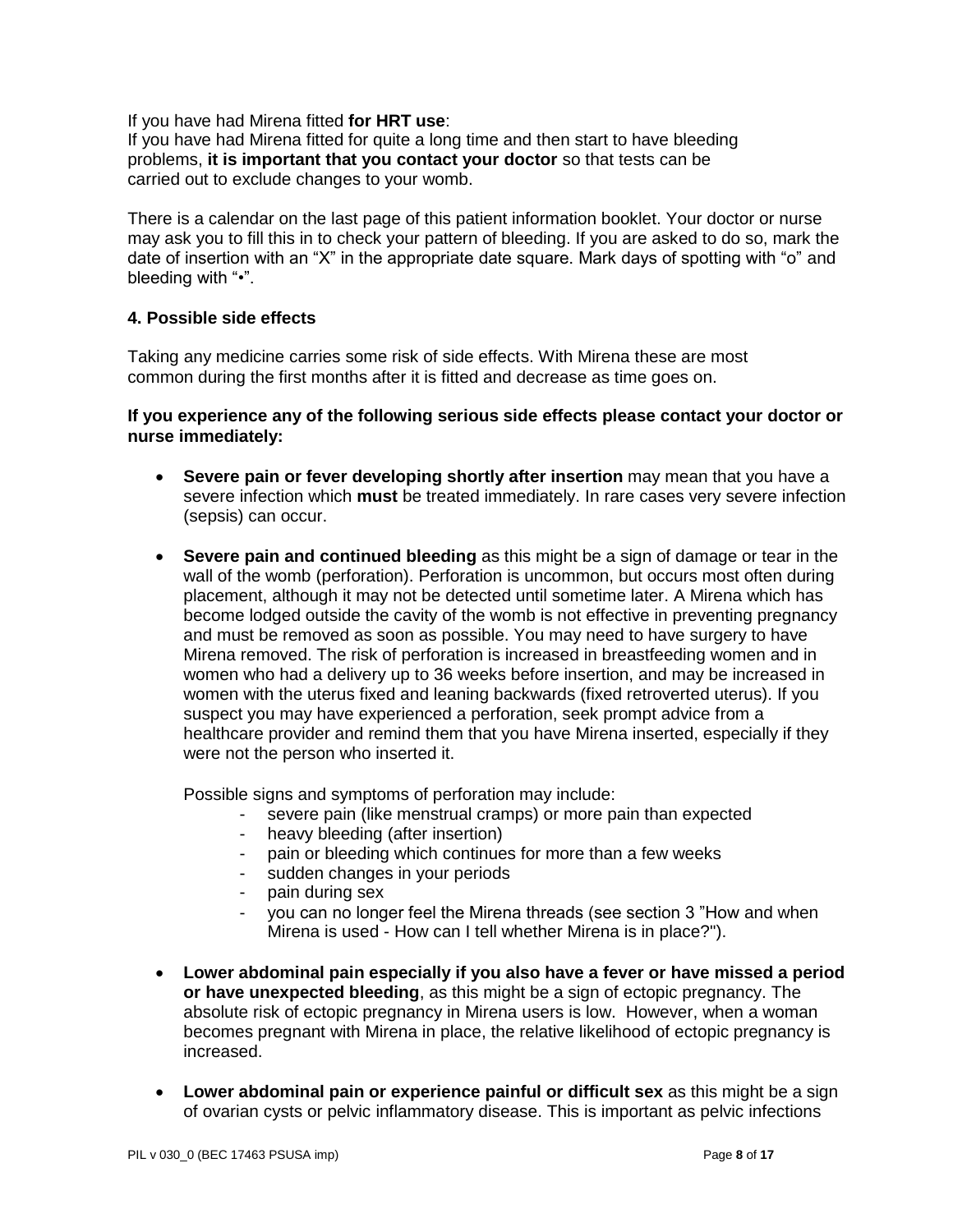If you have had Mirena fitted **for HRT use**:
If you have had Mirena fitted for quite a long time and then start to have bleeding problems, **it is important that you contact your doctor** so that tests can be carried out to exclude changes to your womb.

There is a calendar on the last page of this patient information booklet. Your doctor or nurse may ask you to fill this in to check your pattern of bleeding. If you are asked to do so, mark the date of insertion with an "X" in the appropriate date square. Mark days of spotting with "o" and bleeding with "•".

## 4. Possible side effects

Taking any medicine carries some risk of side effects. With Mirena these are most common during the first months after it is fitted and decrease as time goes on.

**If you experience any of the following serious side effects please contact your doctor or nurse immediately:**

- **Severe pain or fever developing shortly after insertion** may mean that you have a severe infection which **must** be treated immediately. In rare cases very severe infection (sepsis) can occur.

- **Severe pain and continued bleeding** as this might be a sign of damage or tear in the wall of the womb (perforation). Perforation is uncommon, but occurs most often during placement, although it may not be detected until sometime later. A Mirena which has become lodged outside the cavity of the womb is not effective in preventing pregnancy and must be removed as soon as possible. You may need to have surgery to have Mirena removed. The risk of perforation is increased in breastfeeding women and in women who had a delivery up to 36 weeks before insertion, and may be increased in women with the uterus fixed and leaning backwards (fixed retroverted uterus). If you suspect you may have experienced a perforation, seek prompt advice from a healthcare provider and remind them that you have Mirena inserted, especially if they were not the person who inserted it.

  Possible signs and symptoms of perforation may include:
  - severe pain (like menstrual cramps) or more pain than expected
  - heavy bleeding (after insertion)
  - pain or bleeding which continues for more than a few weeks
  - sudden changes in your periods
  - pain during sex
  - you can no longer feel the Mirena threads (see section 3 "How and when Mirena is used - How can I tell whether Mirena is in place?").

- **Lower abdominal pain especially if you also have a fever or have missed a period or have unexpected bleeding**, as this might be a sign of ectopic pregnancy. The absolute risk of ectopic pregnancy in Mirena users is low. However, when a woman becomes pregnant with Mirena in place, the relative likelihood of ectopic pregnancy is increased.

- **Lower abdominal pain or experience painful or difficult sex** as this might be a sign of ovarian cysts or pelvic inflammatory disease. This is important as pelvic infections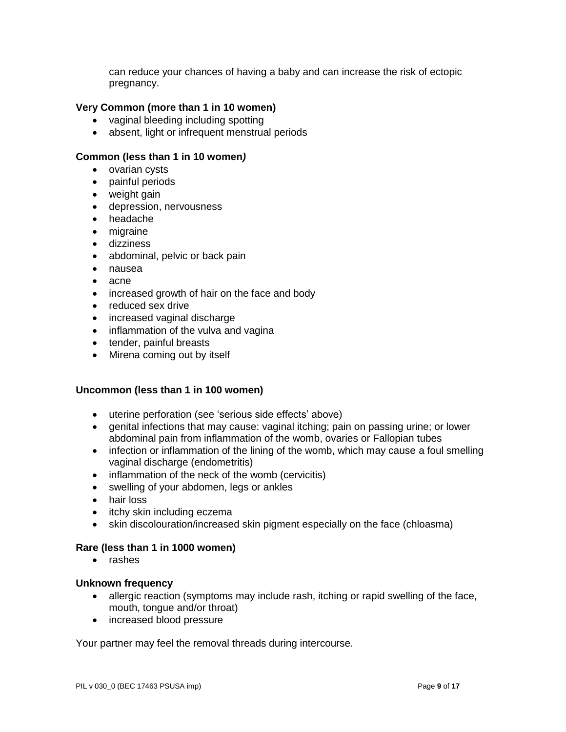can reduce your chances of having a baby and can increase the risk of ectopic pregnancy.

**Very Common (more than 1 in 10 women)**

- vaginal bleeding including spotting
- absent, light or infrequent menstrual periods

**Common (less than 1 in 10 women*)***

- ovarian cysts
- painful periods
- weight gain
- depression, nervousness
- headache
- migraine
- dizziness
- abdominal, pelvic or back pain
- nausea
- acne
- increased growth of hair on the face and body
- reduced sex drive
- increased vaginal discharge
- inflammation of the vulva and vagina
- tender, painful breasts
- Mirena coming out by itself

**Uncommon (less than 1 in 100 women)**

- uterine perforation (see 'serious side effects' above)
- genital infections that may cause: vaginal itching; pain on passing urine; or lower abdominal pain from inflammation of the womb, ovaries or Fallopian tubes
- infection or inflammation of the lining of the womb, which may cause a foul smelling vaginal discharge (endometritis)
- inflammation of the neck of the womb (cervicitis)
- swelling of your abdomen, legs or ankles
- hair loss
- itchy skin including eczema
- skin discolouration/increased skin pigment especially on the face (chloasma)

**Rare (less than 1 in 1000 women)**

- rashes

**Unknown frequency**

- allergic reaction (symptoms may include rash, itching or rapid swelling of the face, mouth, tongue and/or throat)
- increased blood pressure

Your partner may feel the removal threads during intercourse.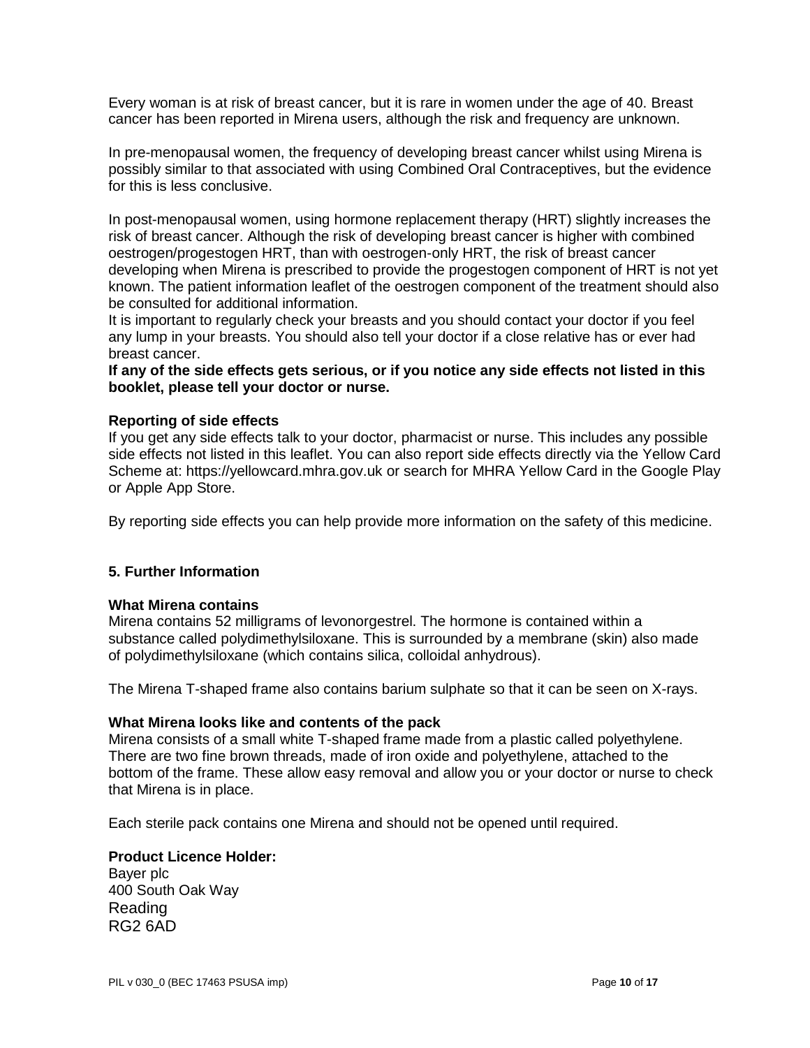Every woman is at risk of breast cancer, but it is rare in women under the age of 40. Breast cancer has been reported in Mirena users, although the risk and frequency are unknown.

In pre-menopausal women, the frequency of developing breast cancer whilst using Mirena is possibly similar to that associated with using Combined Oral Contraceptives, but the evidence for this is less conclusive.

In post-menopausal women, using hormone replacement therapy (HRT) slightly increases the risk of breast cancer. Although the risk of developing breast cancer is higher with combined oestrogen/progestogen HRT, than with oestrogen-only HRT, the risk of breast cancer developing when Mirena is prescribed to provide the progestogen component of HRT is not yet known. The patient information leaflet of the oestrogen component of the treatment should also be consulted for additional information.
It is important to regularly check your breasts and you should contact your doctor if you feel any lump in your breasts. You should also tell your doctor if a close relative has or ever had breast cancer.
**If any of the side effects gets serious, or if you notice any side effects not listed in this booklet, please tell your doctor or nurse.**

**Reporting of side effects**
If you get any side effects talk to your doctor, pharmacist or nurse. This includes any possible side effects not listed in this leaflet. You can also report side effects directly via the Yellow Card Scheme at: https://yellowcard.mhra.gov.uk or search for MHRA Yellow Card in the Google Play or Apple App Store.

By reporting side effects you can help provide more information on the safety of this medicine.

## 5. Further Information

**What Mirena contains**
Mirena contains 52 milligrams of levonorgestrel. The hormone is contained within a substance called polydimethylsiloxane. This is surrounded by a membrane (skin) also made of polydimethylsiloxane (which contains silica, colloidal anhydrous).

The Mirena T-shaped frame also contains barium sulphate so that it can be seen on X-rays.

**What Mirena looks like and contents of the pack**
Mirena consists of a small white T-shaped frame made from a plastic called polyethylene. There are two fine brown threads, made of iron oxide and polyethylene, attached to the bottom of the frame. These allow easy removal and allow you or your doctor or nurse to check that Mirena is in place.

Each sterile pack contains one Mirena and should not be opened until required.

**Product Licence Holder:**
Bayer plc
400 South Oak Way
Reading
RG2 6AD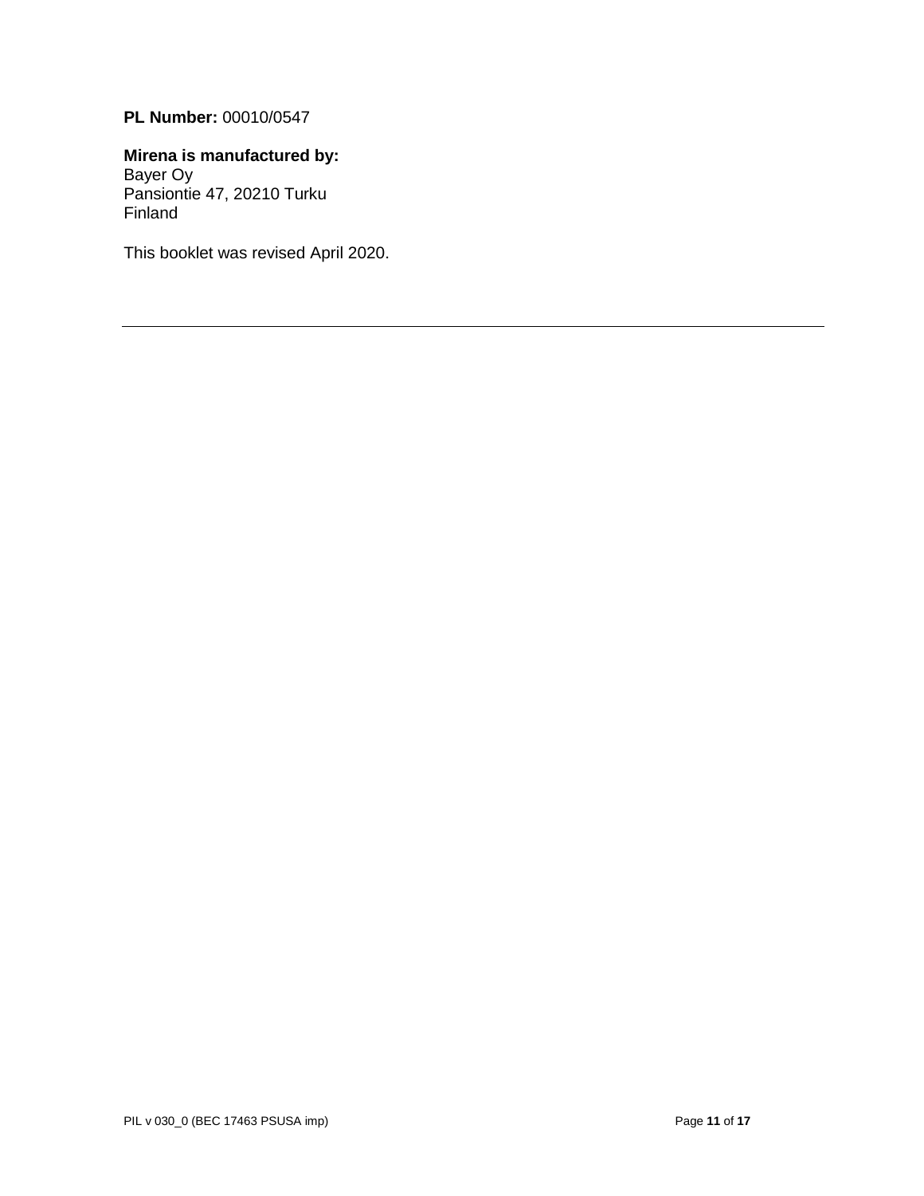**PL Number:** 00010/0547

**Mirena is manufactured by:**
Bayer Oy
Pansiontie 47, 20210 Turku
Finland

This booklet was revised April 2020.

---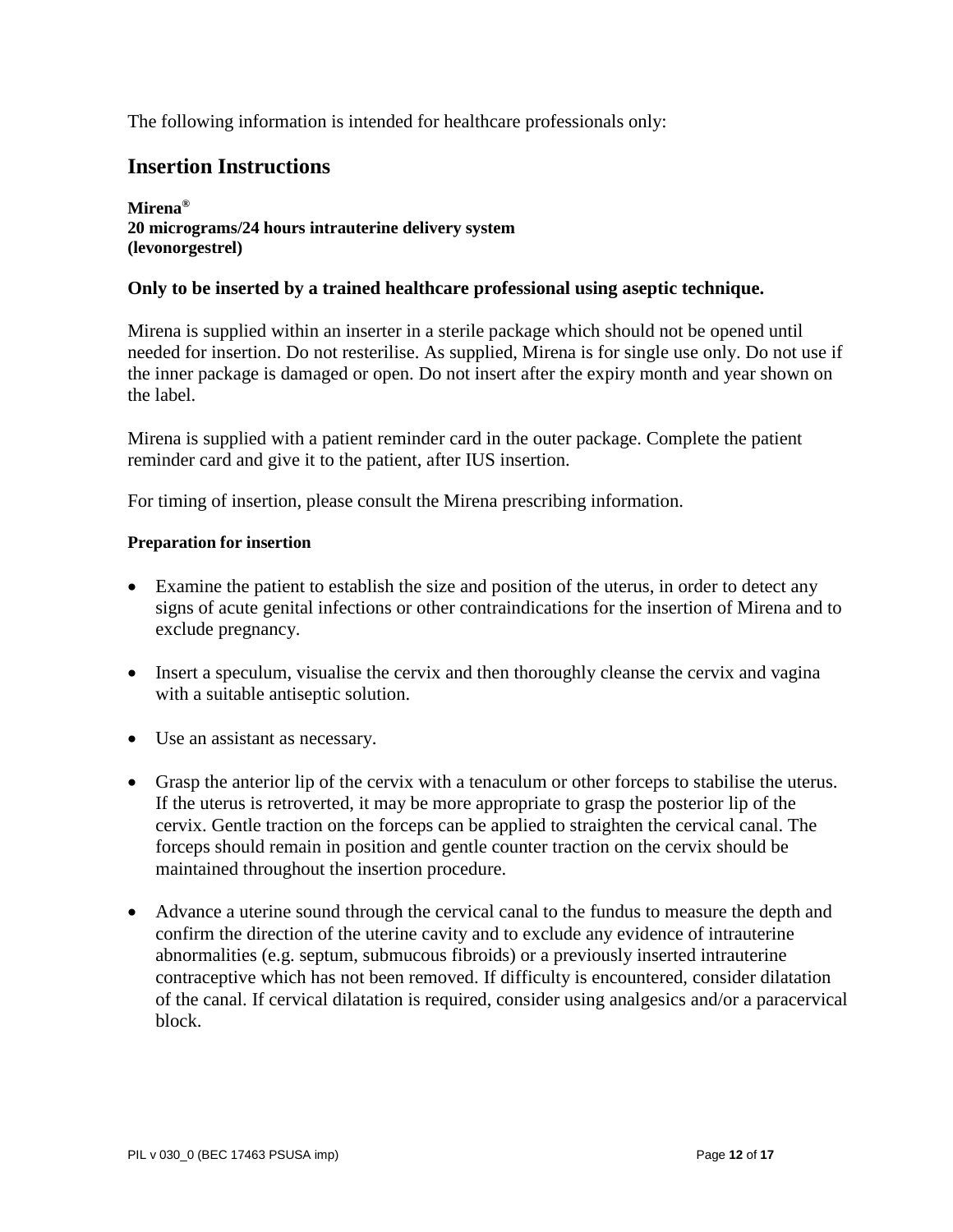The following information is intended for healthcare professionals only:

## Insertion Instructions

**Mirena®**
**20 micrograms/24 hours intrauterine delivery system**
**(levonorgestrel)**

**Only to be inserted by a trained healthcare professional using aseptic technique.**

Mirena is supplied within an inserter in a sterile package which should not be opened until needed for insertion. Do not resterilise. As supplied, Mirena is for single use only. Do not use if the inner package is damaged or open. Do not insert after the expiry month and year shown on the label.

Mirena is supplied with a patient reminder card in the outer package. Complete the patient reminder card and give it to the patient, after IUS insertion.

For timing of insertion, please consult the Mirena prescribing information.

#### Preparation for insertion

- Examine the patient to establish the size and position of the uterus, in order to detect any signs of acute genital infections or other contraindications for the insertion of Mirena and to exclude pregnancy.

- Insert a speculum, visualise the cervix and then thoroughly cleanse the cervix and vagina with a suitable antiseptic solution.

- Use an assistant as necessary.

- Grasp the anterior lip of the cervix with a tenaculum or other forceps to stabilise the uterus. If the uterus is retroverted, it may be more appropriate to grasp the posterior lip of the cervix. Gentle traction on the forceps can be applied to straighten the cervical canal. The forceps should remain in position and gentle counter traction on the cervix should be maintained throughout the insertion procedure.

- Advance a uterine sound through the cervical canal to the fundus to measure the depth and confirm the direction of the uterine cavity and to exclude any evidence of intrauterine abnormalities (e.g. septum, submucous fibroids) or a previously inserted intrauterine contraceptive which has not been removed. If difficulty is encountered, consider dilatation of the canal. If cervical dilatation is required, consider using analgesics and/or a paracervical block.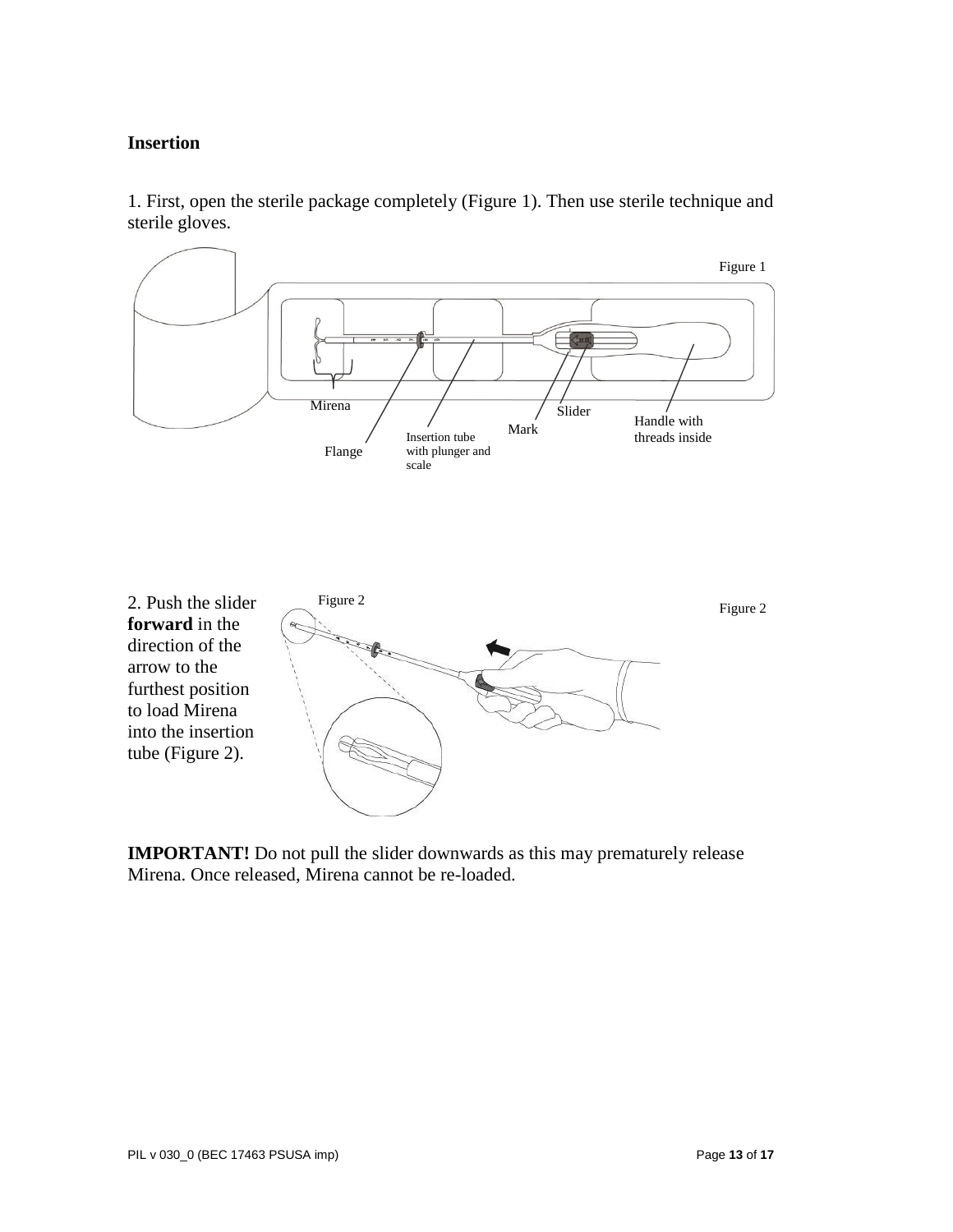## Insertion

1. First, open the sterile package completely (Figure 1). Then use sterile technique and sterile gloves.

Figure 1

Mirena

Flange

Insertion tube with plunger and scale

Mark

Slider

Handle with threads inside

2. Push the slider **forward** in the direction of the arrow to the furthest position to load Mirena into the insertion tube (Figure 2).

Figure 2

**IMPORTANT!** Do not pull the slider downwards as this may prematurely release Mirena. Once released, Mirena cannot be re-loaded.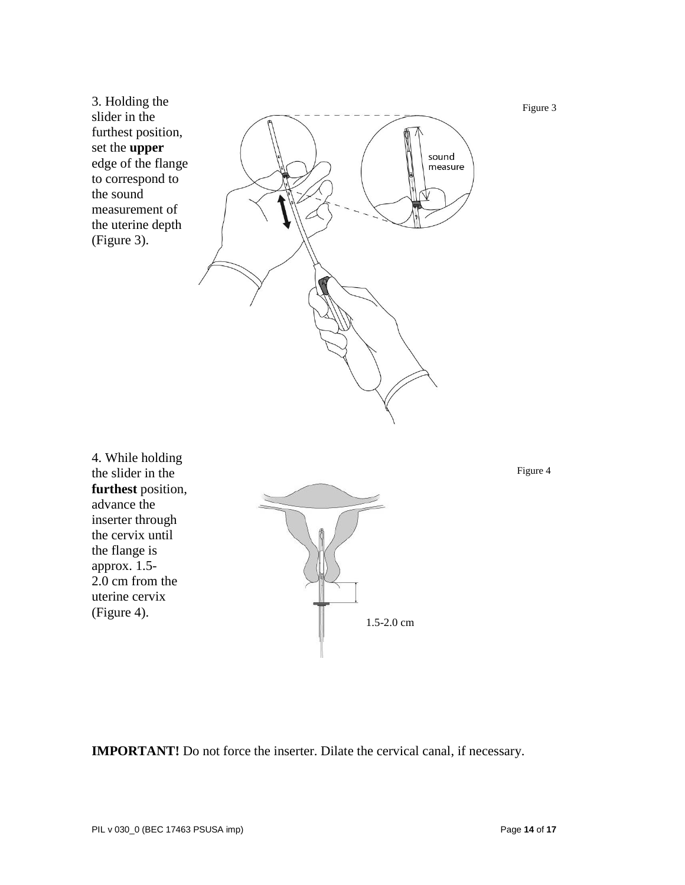3. Holding the slider in the furthest position, set the **upper** edge of the flange to correspond to the sound measurement of the uterine depth (Figure 3).

Figure 3

4. While holding the slider in the **furthest** position, advance the inserter through the cervix until the flange is approx. 1.5-2.0 cm from the uterine cervix (Figure 4).

Figure 4

**IMPORTANT!** Do not force the inserter. Dilate the cervical canal, if necessary.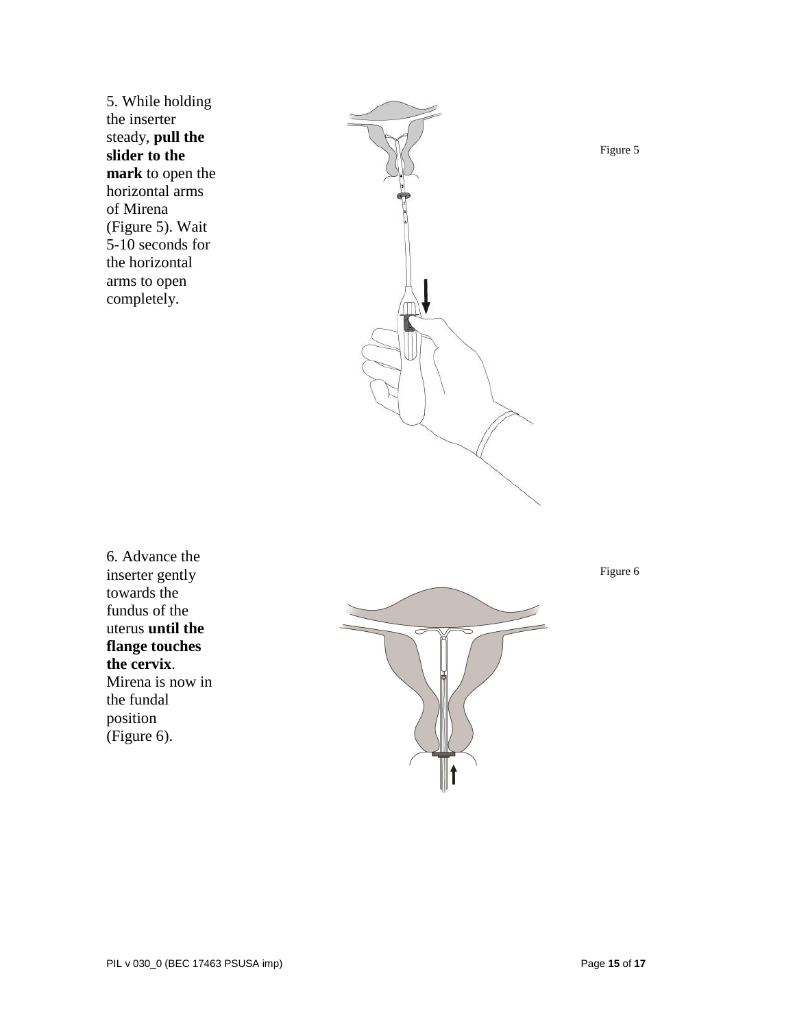5. While holding the inserter steady, **pull the slider to the mark** to open the horizontal arms of Mirena (Figure 5). Wait 5-10 seconds for the horizontal arms to open completely.

Figure 5

6. Advance the inserter gently towards the fundus of the uterus **until the flange touches the cervix**. Mirena is now in the fundal position (Figure 6).

Figure 6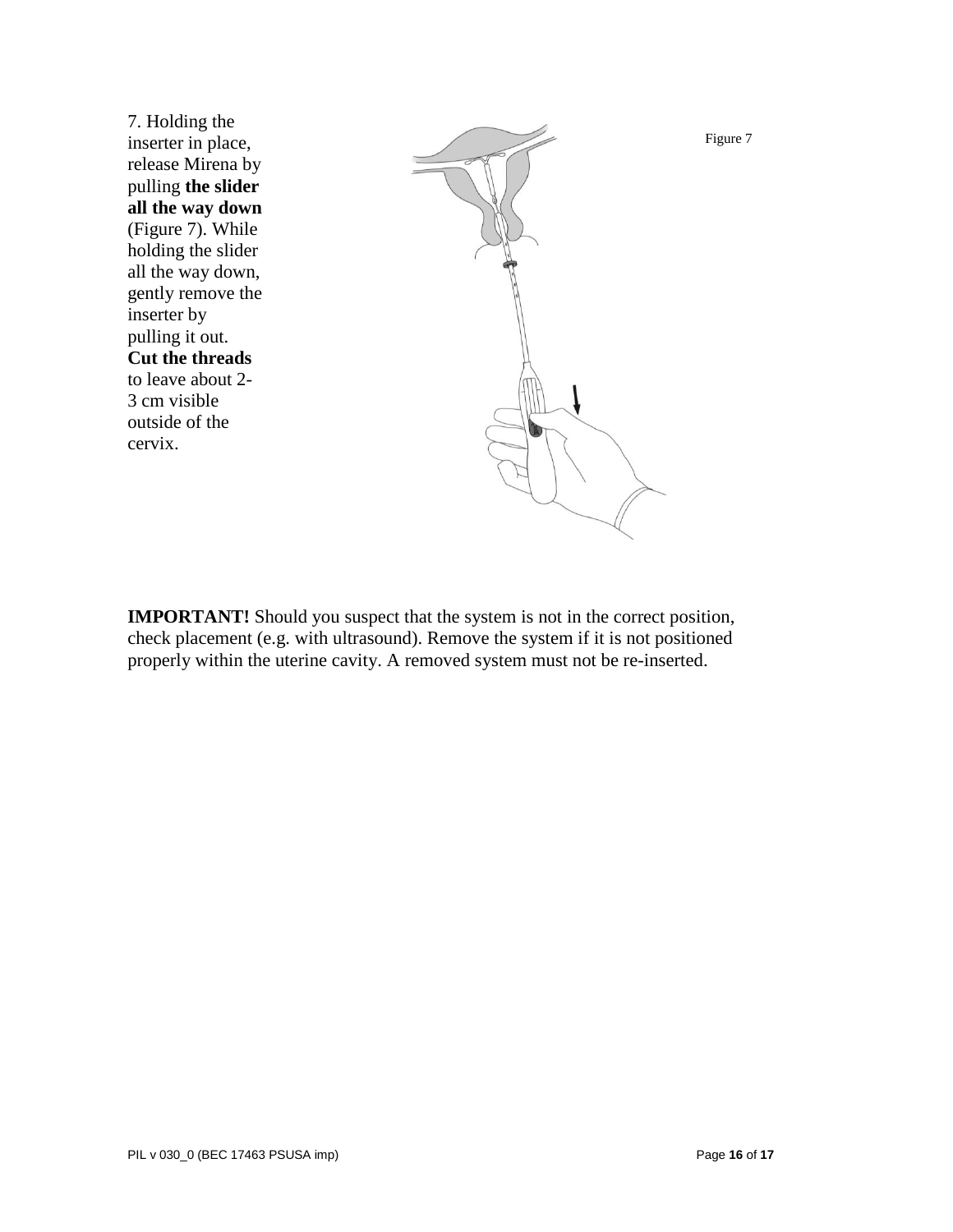7. Holding the inserter in place, release Mirena by pulling **the slider all the way down** (Figure 7). While holding the slider all the way down, gently remove the inserter by pulling it out. **Cut the threads** to leave about 2-3 cm visible outside of the cervix.

Figure 7

**IMPORTANT!** Should you suspect that the system is not in the correct position, check placement (e.g. with ultrasound). Remove the system if it is not positioned properly within the uterine cavity. A removed system must not be re-inserted.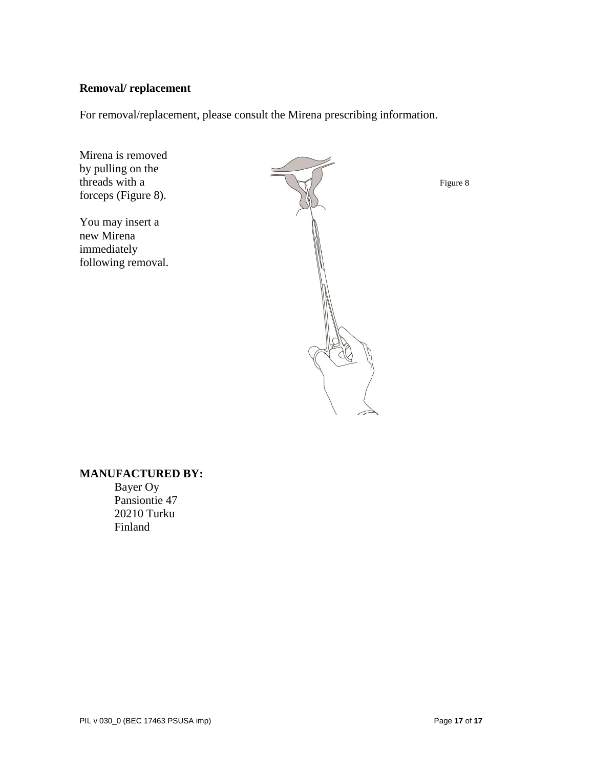**Removal/ replacement**

For removal/replacement, please consult the Mirena prescribing information.

Mirena is removed by pulling on the threads with a forceps (Figure 8).

You may insert a new Mirena immediately following removal.

Figure 8

**MANUFACTURED BY:**

Bayer Oy
Pansiontie 47
20210 Turku
Finland